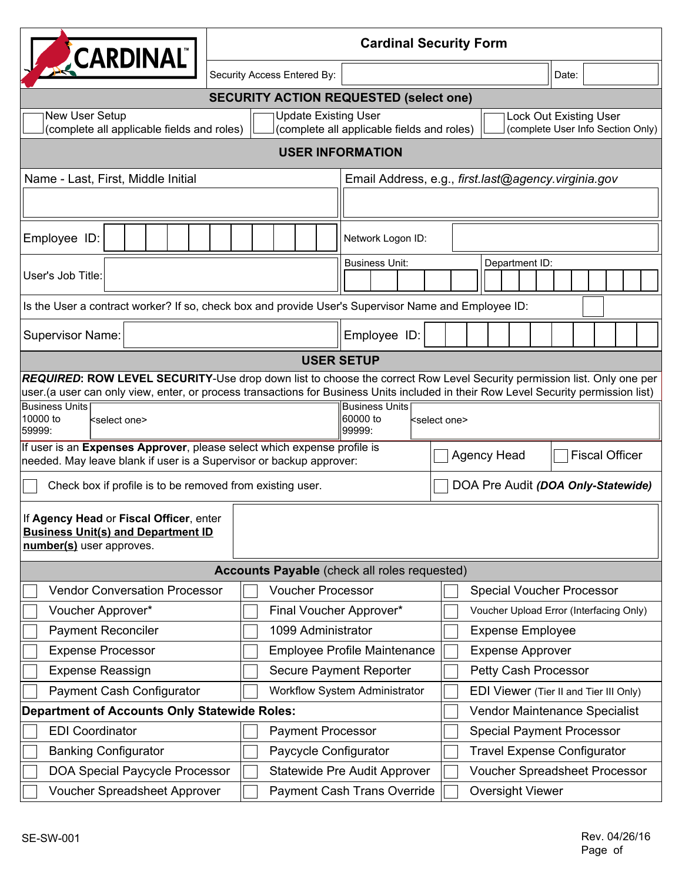# Cardinal Security Form

CARDINAL™

| Security Access Entered By: | | Date: | |
|---|---|---|---|

## SECURITY ACTION REQUESTED (select one)

| ☐ New User Setup (complete all applicable fields and roles) | ☐ Update Existing User (complete all applicable fields and roles) | ☐ Lock Out Existing User (complete User Info Section Only) |
|---|---|---|

## USER INFORMATION

| Name - Last, First, Middle Initial | Email Address, e.g., *first.last@agency.virginia.gov* |
|---|---|
| | |
| Employee ID: | Network Logon ID: |
| User's Job Title: | Business Unit: / Department ID: |

Is the User a contract worker? If so, check box and provide User's Supervisor Name and Employee ID: ☐

| Supervisor Name: | Employee ID: |
|---|---|

## USER SETUP

***REQUIRED*: ROW LEVEL SECURITY**-Use drop down list to choose the correct Row Level Security permission list. Only one per user.(a user can only view, enter, or process transactions for Business Units included in their Row Level Security permission list)

| Business Units 10000 to 59999: | <select one> | Business Units 60000 to 99999: | <select one> |
|---|---|---|---|

If user is an **Expenses Approver**, please select which expense profile is needed. May leave blank if user is a Supervisor or backup approver: ☐ Agency Head ☐ Fiscal Officer

☐ Check box if profile is to be removed from existing user. ☐ DOA Pre Audit ***(DOA Only-Statewide)***

If **Agency Head** or **Fiscal Officer**, enter **Business Unit(s) and Department ID number(s)** user approves.

## Accounts Payable (check all roles requested)

| | | |
|---|---|---|
| ☐ Vendor Conversation Processor | ☐ Voucher Processor | ☐ Special Voucher Processor |
| ☐ Voucher Approver* | ☐ Final Voucher Approver* | ☐ Voucher Upload Error (Interfacing Only) |
| ☐ Payment Reconciler | ☐ 1099 Administrator | ☐ Expense Employee |
| ☐ Expense Processor | ☐ Employee Profile Maintenance | ☐ Expense Approver |
| ☐ Expense Reassign | ☐ Secure Payment Reporter | ☐ Petty Cash Processor |
| ☐ Payment Cash Configurator | ☐ Workflow System Administrator | ☐ EDI Viewer (Tier II and Tier III Only) |
| **Department of Accounts Only Statewide Roles:** | | ☐ Vendor Maintenance Specialist |
| ☐ EDI Coordinator | ☐ Payment Processor | ☐ Special Payment Processor |
| ☐ Banking Configurator | ☐ Paycycle Configurator | ☐ Travel Expense Configurator |
| ☐ DOA Special Paycycle Processor | ☐ Statewide Pre Audit Approver | ☐ Voucher Spreadsheet Processor |
| ☐ Voucher Spreadsheet Approver | ☐ Payment Cash Trans Override | ☐ Oversight Viewer |

SE-SW-001

Rev. 04/26/16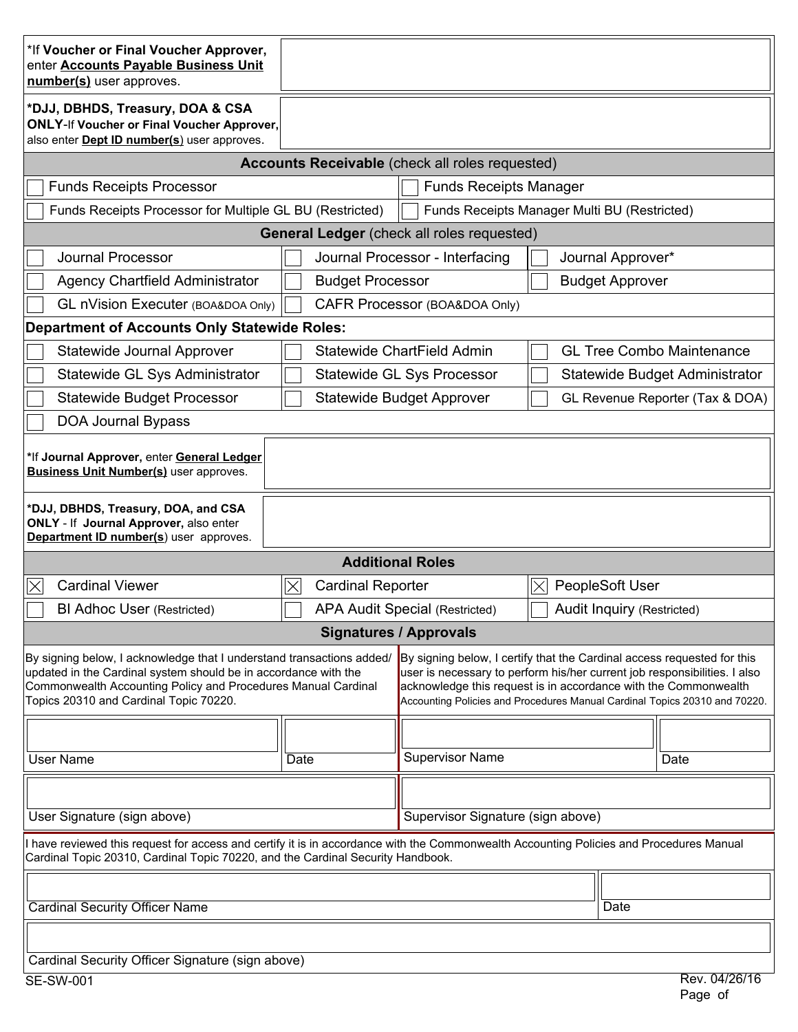| *If **Voucher or Final Voucher Approver,** enter **Accounts Payable Business Unit number(s)** user approves. | |
|---|---|
| ***DJJ, DBHDS, Treasury, DOA & CSA ONLY**-If **Voucher or Final Voucher Approver,** also enter **Dept ID number(s)** user approves. | |

## Accounts Receivable (check all roles requested)

| | |
|---|---|
| ☐ Funds Receipts Processor | ☐ Funds Receipts Manager |
| ☐ Funds Receipts Processor for Multiple GL BU (Restricted) | ☐ Funds Receipts Manager Multi BU (Restricted) |

## General Ledger (check all roles requested)

| | | |
|---|---|---|
| ☐ Journal Processor | ☐ Journal Processor - Interfacing | ☐ Journal Approver* |
| ☐ Agency Chartfield Administrator | ☐ Budget Processor | ☐ Budget Approver |
| ☐ GL nVision Executer (BOA&DOA Only) | ☐ CAFR Processor (BOA&DOA Only) | |

**Department of Accounts Only Statewide Roles:**

| | | |
|---|---|---|
| ☐ Statewide Journal Approver | ☐ Statewide ChartField Admin | ☐ GL Tree Combo Maintenance |
| ☐ Statewide GL Sys Administrator | ☐ Statewide GL Sys Processor | ☐ Statewide Budget Administrator |
| ☐ Statewide Budget Processor | ☐ Statewide Budget Approver | ☐ GL Revenue Reporter (Tax & DOA) |
| ☐ DOA Journal Bypass | | |

| *If **Journal Approver,** enter **General Ledger Business Unit Number(s)** user approves. | |
|---|---|
| ***DJJ, DBHDS, Treasury, DOA, and CSA ONLY** - If **Journal Approver,** also enter **Department ID number(s)** user approves. | |

## Additional Roles

| | | |
|---|---|---|
| ☒ Cardinal Viewer | ☒ Cardinal Reporter | ☒ PeopleSoft User |
| ☐ BI Adhoc User (Restricted) | ☐ APA Audit Special (Restricted) | ☐ Audit Inquiry (Restricted) |

## Signatures / Approvals

By signing below, I acknowledge that I understand transactions added/ updated in the Cardinal system should be in accordance with the Commonwealth Accounting Policy and Procedures Manual Cardinal Topics 20310 and Cardinal Topic 70220.

By signing below, I certify that the Cardinal access requested for this user is necessary to perform his/her current job responsibilities. I also acknowledge this request is in accordance with the Commonwealth Accounting Policies and Procedures Manual Cardinal Topics 20310 and 70220.

| User Name | Date | Supervisor Name | Date |
|---|---|---|---|
| | | | |

| User Signature (sign above) | Supervisor Signature (sign above) |
|---|---|
| | |

I have reviewed this request for access and certify it is in accordance with the Commonwealth Accounting Policies and Procedures Manual Cardinal Topic 20310, Cardinal Topic 70220, and the Cardinal Security Handbook.

| Cardinal Security Officer Name | Date |
|---|---|
| | |

Cardinal Security Officer Signature (sign above)

SE-SW-001

Rev. 04/26/16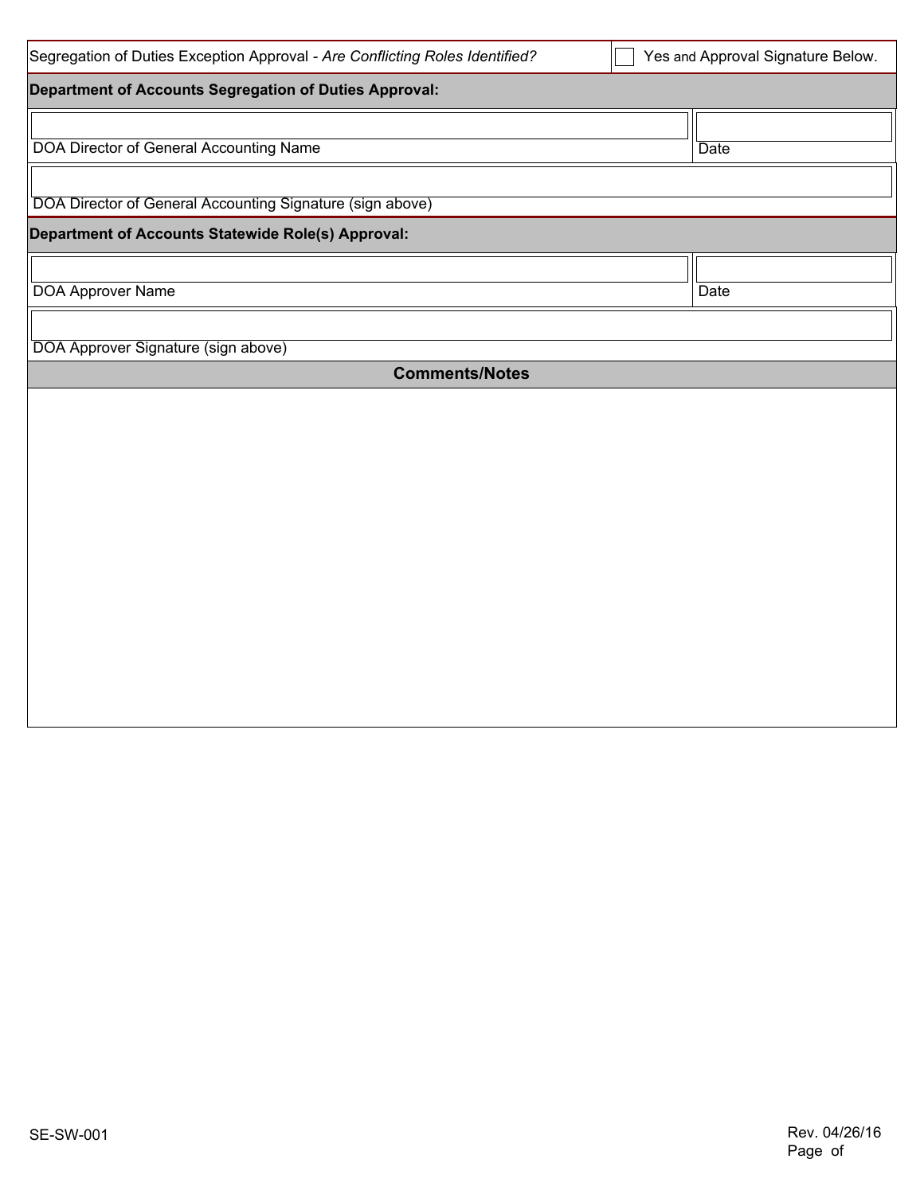Segregation of Duties Exception Approval - *Are Conflicting Roles Identified?* ☐ Yes and Approval Signature Below.

**Department of Accounts Segregation of Duties Approval:**

| | |
|---|---|
| DOA Director of General Accounting Name | Date |

DOA Director of General Accounting Signature (sign above)

**Department of Accounts Statewide Role(s) Approval:**

| | |
|---|---|
| DOA Approver Name | Date |

DOA Approver Signature (sign above)

**Comments/Notes**

SE-SW-001

Rev. 04/26/16